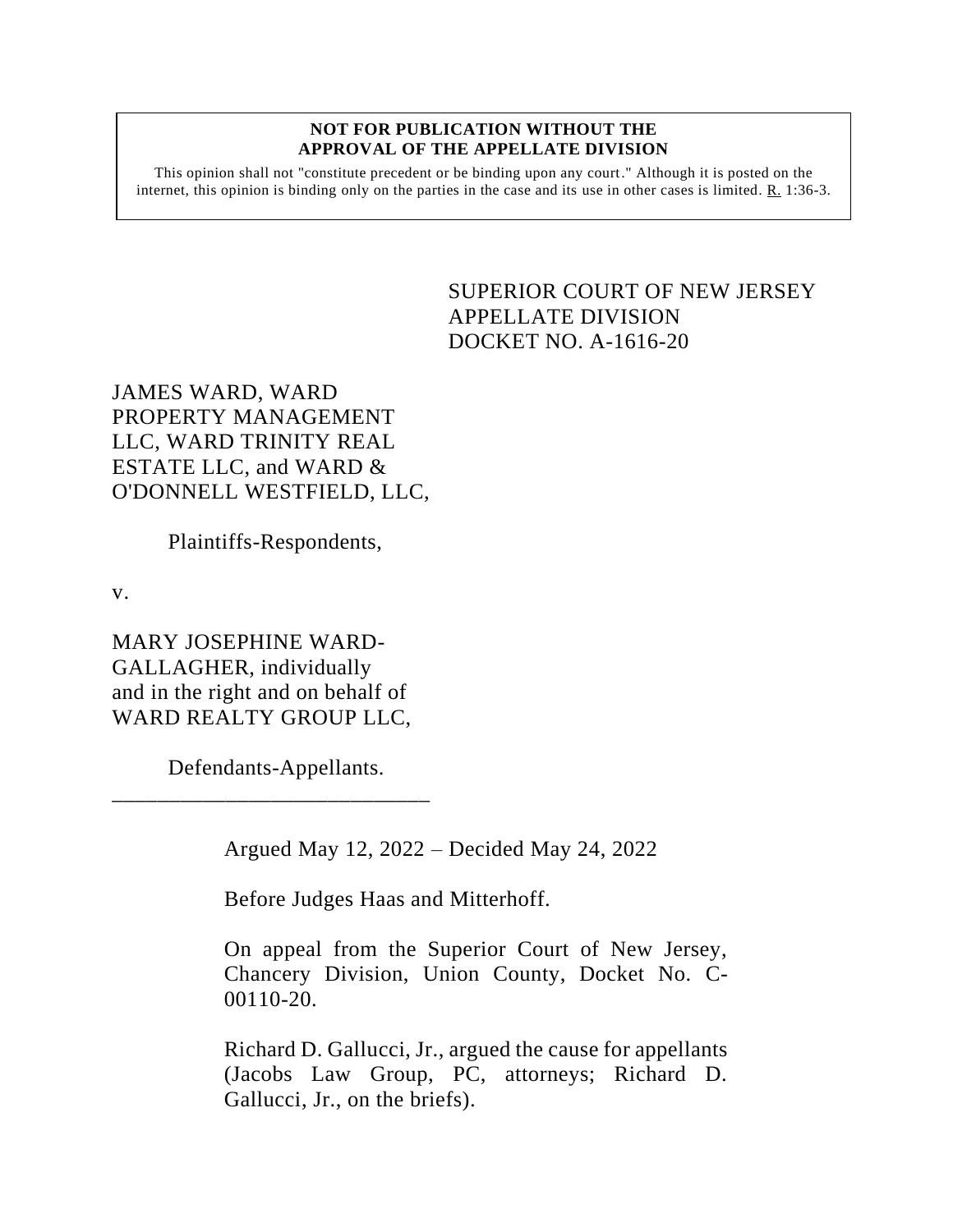**NOT FOR PUBLICATION WITHOUT THE APPROVAL OF THE APPELLATE DIVISION**

This opinion shall not "constitute precedent or be binding upon any court." Although it is posted on the internet, this opinion is binding only on the parties in the case and its use in other cases is limited. R. 1:36-3.

SUPERIOR COURT OF NEW JERSEY
APPELLATE DIVISION
DOCKET NO. A-1616-20

JAMES WARD, WARD PROPERTY MANAGEMENT LLC, WARD TRINITY REAL ESTATE LLC, and WARD & O'DONNELL WESTFIELD, LLC,

Plaintiffs-Respondents,

v.

MARY JOSEPHINE WARD-GALLAGHER, individually and in the right and on behalf of WARD REALTY GROUP LLC,

Defendants-Appellants.

_______________________________

Argued May 12, 2022 – Decided May 24, 2022

Before Judges Haas and Mitterhoff.

On appeal from the Superior Court of New Jersey, Chancery Division, Union County, Docket No. C-00110-20.

Richard D. Gallucci, Jr., argued the cause for appellants (Jacobs Law Group, PC, attorneys; Richard D. Gallucci, Jr., on the briefs).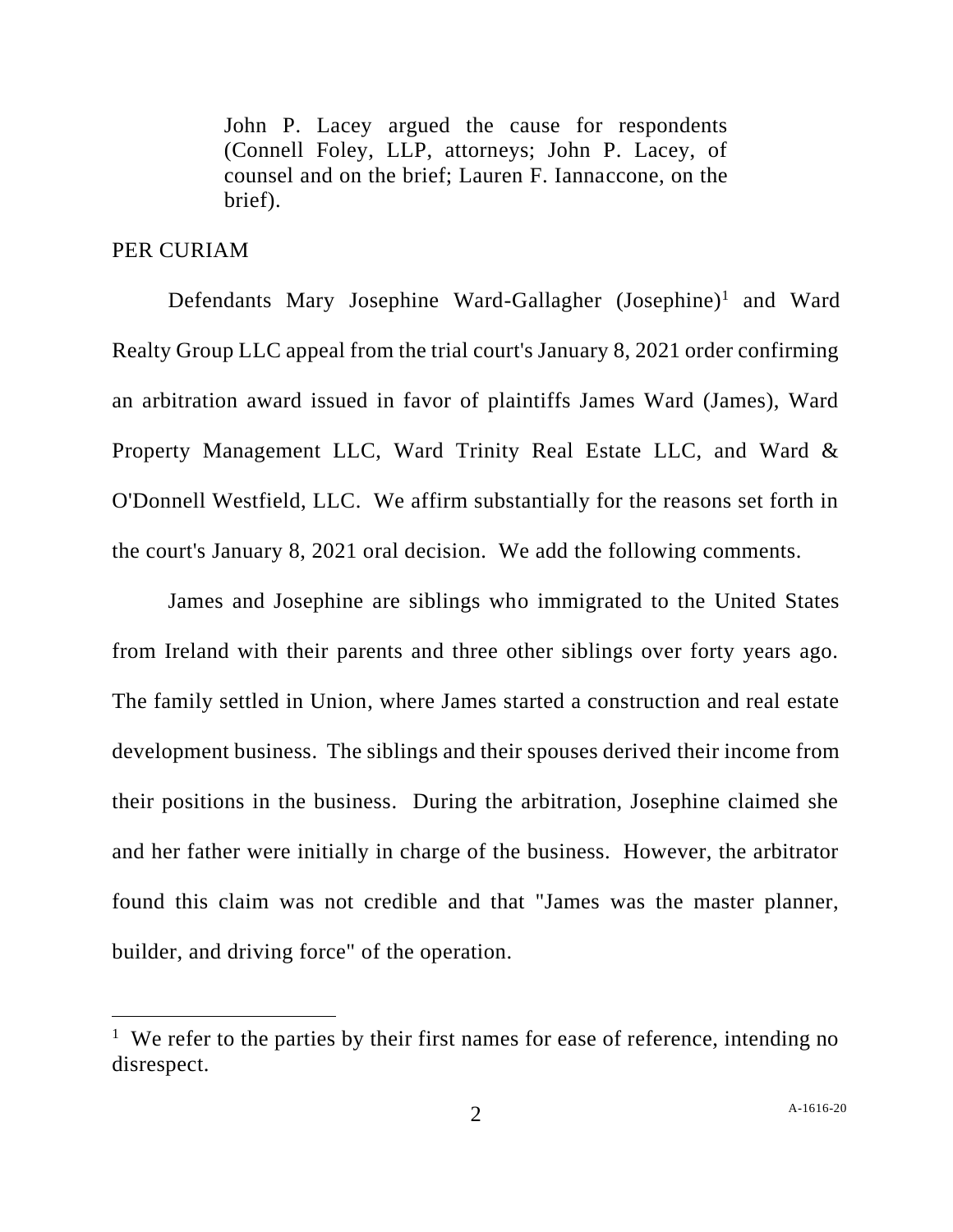John P. Lacey argued the cause for respondents (Connell Foley, LLP, attorneys; John P. Lacey, of counsel and on the brief; Lauren F. Iannaccone, on the brief).

PER CURIAM

Defendants Mary Josephine Ward-Gallagher (Josephine)[1] and Ward Realty Group LLC appeal from the trial court's January 8, 2021 order confirming an arbitration award issued in favor of plaintiffs James Ward (James), Ward Property Management LLC, Ward Trinity Real Estate LLC, and Ward & O'Donnell Westfield, LLC. We affirm substantially for the reasons set forth in the court's January 8, 2021 oral decision. We add the following comments.

James and Josephine are siblings who immigrated to the United States from Ireland with their parents and three other siblings over forty years ago. The family settled in Union, where James started a construction and real estate development business. The siblings and their spouses derived their income from their positions in the business. During the arbitration, Josephine claimed she and her father were initially in charge of the business. However, the arbitrator found this claim was not credible and that "James was the master planner, builder, and driving force" of the operation.

[1] We refer to the parties by their first names for ease of reference, intending no disrespect.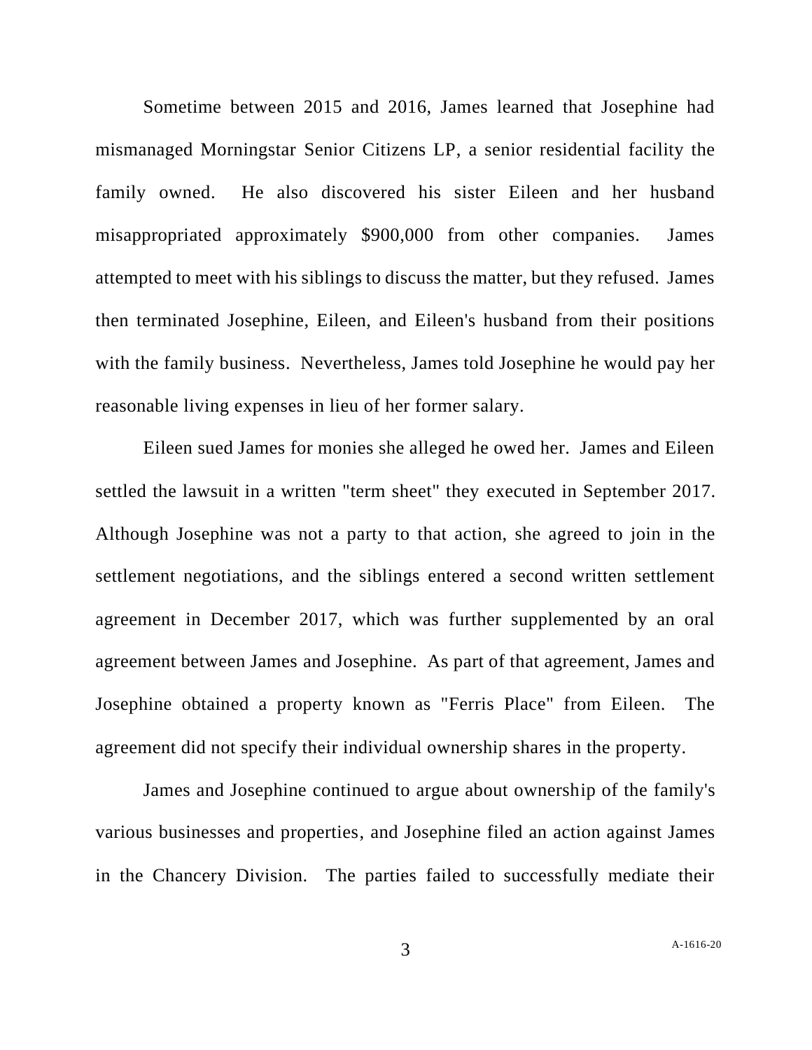Sometime between 2015 and 2016, James learned that Josephine had mismanaged Morningstar Senior Citizens LP, a senior residential facility the family owned. He also discovered his sister Eileen and her husband misappropriated approximately $900,000 from other companies. James attempted to meet with his siblings to discuss the matter, but they refused. James then terminated Josephine, Eileen, and Eileen's husband from their positions with the family business. Nevertheless, James told Josephine he would pay her reasonable living expenses in lieu of her former salary.

Eileen sued James for monies she alleged he owed her. James and Eileen settled the lawsuit in a written "term sheet" they executed in September 2017. Although Josephine was not a party to that action, she agreed to join in the settlement negotiations, and the siblings entered a second written settlement agreement in December 2017, which was further supplemented by an oral agreement between James and Josephine. As part of that agreement, James and Josephine obtained a property known as "Ferris Place" from Eileen. The agreement did not specify their individual ownership shares in the property.

James and Josephine continued to argue about ownership of the family's various businesses and properties, and Josephine filed an action against James in the Chancery Division. The parties failed to successfully mediate their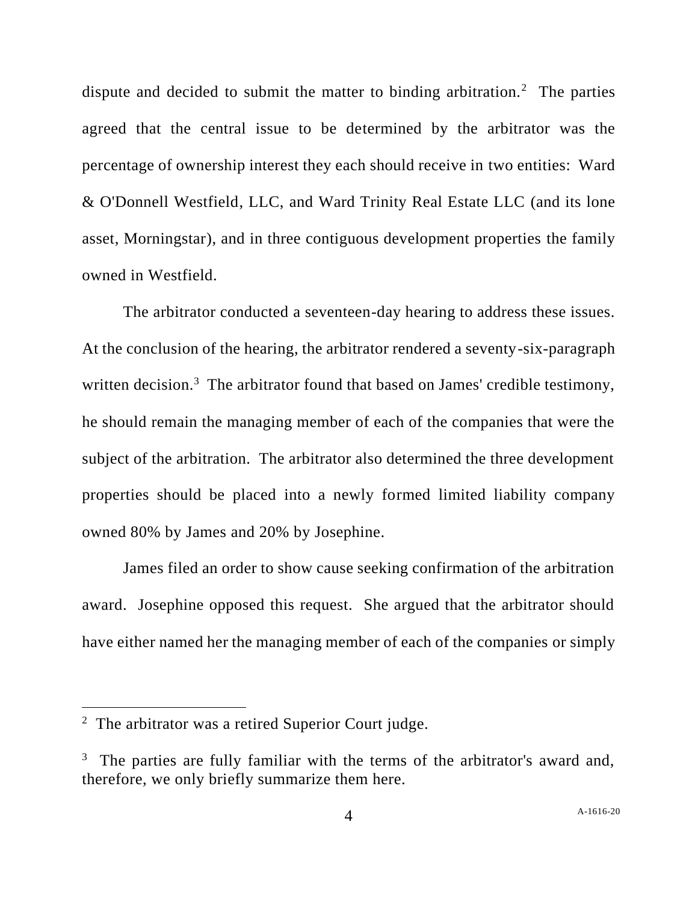dispute and decided to submit the matter to binding arbitration.[2] The parties agreed that the central issue to be determined by the arbitrator was the percentage of ownership interest they each should receive in two entities: Ward & O'Donnell Westfield, LLC, and Ward Trinity Real Estate LLC (and its lone asset, Morningstar), and in three contiguous development properties the family owned in Westfield.

The arbitrator conducted a seventeen-day hearing to address these issues. At the conclusion of the hearing, the arbitrator rendered a seventy-six-paragraph written decision.[3] The arbitrator found that based on James' credible testimony, he should remain the managing member of each of the companies that were the subject of the arbitration. The arbitrator also determined the three development properties should be placed into a newly formed limited liability company owned 80% by James and 20% by Josephine.

James filed an order to show cause seeking confirmation of the arbitration award. Josephine opposed this request. She argued that the arbitrator should have either named her the managing member of each of the companies or simply

---

[2] The arbitrator was a retired Superior Court judge.

[3] The parties are fully familiar with the terms of the arbitrator's award and, therefore, we only briefly summarize them here.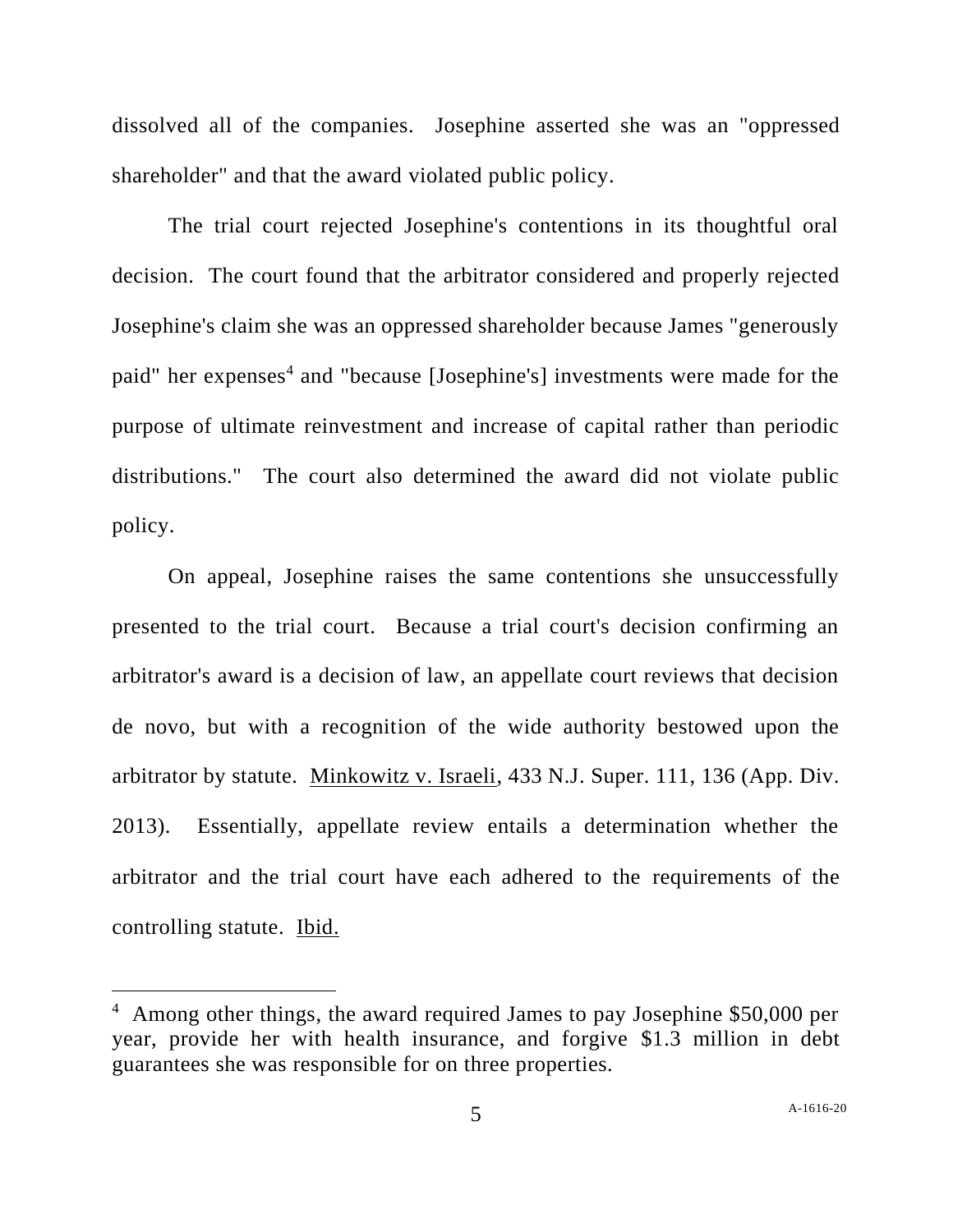dissolved all of the companies. Josephine asserted she was an "oppressed shareholder" and that the award violated public policy.

The trial court rejected Josephine's contentions in its thoughtful oral decision. The court found that the arbitrator considered and properly rejected Josephine's claim she was an oppressed shareholder because James "generously paid" her expenses[4] and "because [Josephine's] investments were made for the purpose of ultimate reinvestment and increase of capital rather than periodic distributions." The court also determined the award did not violate public policy.

On appeal, Josephine raises the same contentions she unsuccessfully presented to the trial court. Because a trial court's decision confirming an arbitrator's award is a decision of law, an appellate court reviews that decision de novo, but with a recognition of the wide authority bestowed upon the arbitrator by statute. Minkowitz v. Israeli, 433 N.J. Super. 111, 136 (App. Div. 2013). Essentially, appellate review entails a determination whether the arbitrator and the trial court have each adhered to the requirements of the controlling statute. Ibid.

---

[4] Among other things, the award required James to pay Josephine $50,000 per year, provide her with health insurance, and forgive $1.3 million in debt guarantees she was responsible for on three properties.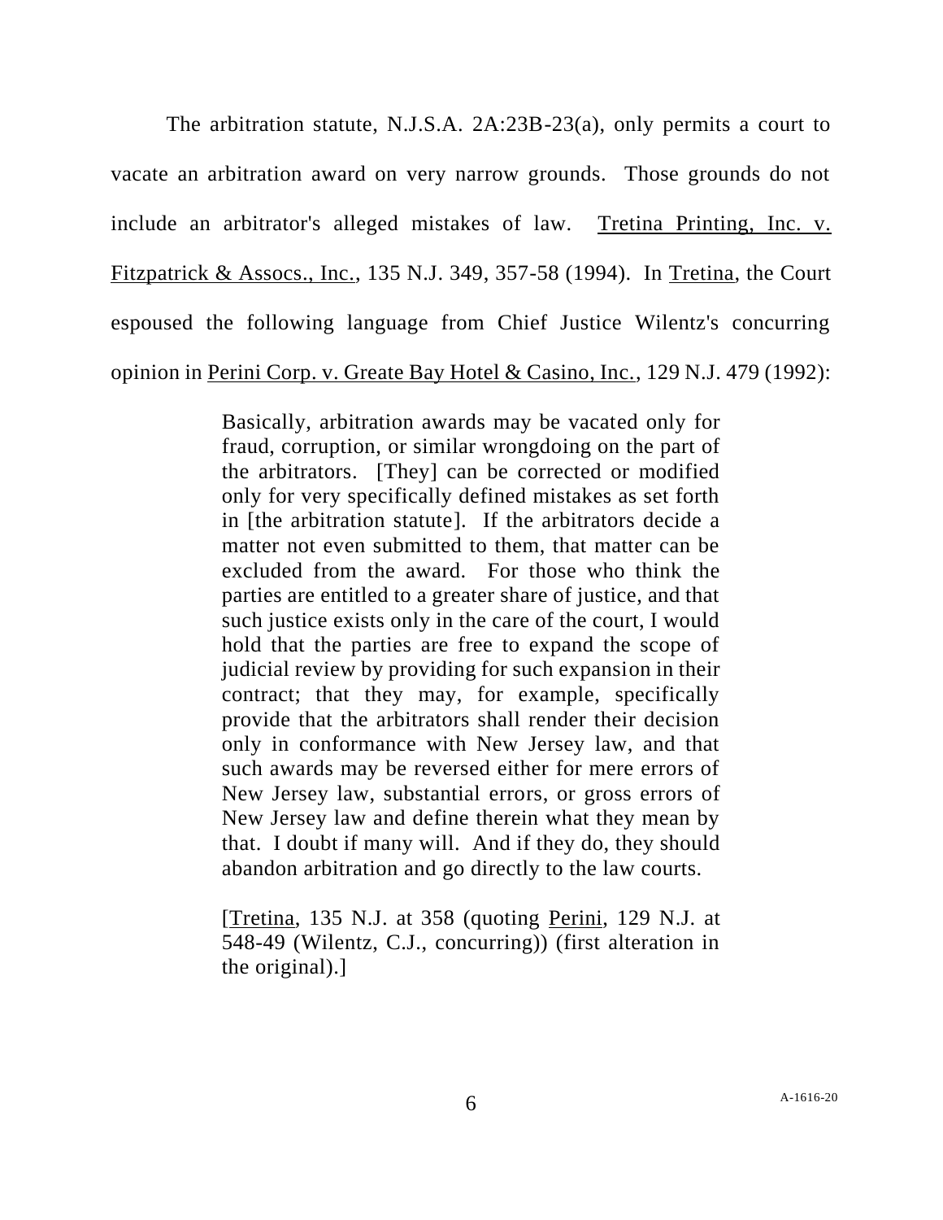The arbitration statute, N.J.S.A. 2A:23B-23(a), only permits a court to vacate an arbitration award on very narrow grounds. Those grounds do not include an arbitrator's alleged mistakes of law. Tretina Printing, Inc. v. Fitzpatrick & Assocs., Inc., 135 N.J. 349, 357-58 (1994). In Tretina, the Court espoused the following language from Chief Justice Wilentz's concurring opinion in Perini Corp. v. Greate Bay Hotel & Casino, Inc., 129 N.J. 479 (1992):

> Basically, arbitration awards may be vacated only for fraud, corruption, or similar wrongdoing on the part of the arbitrators. [They] can be corrected or modified only for very specifically defined mistakes as set forth in [the arbitration statute]. If the arbitrators decide a matter not even submitted to them, that matter can be excluded from the award. For those who think the parties are entitled to a greater share of justice, and that such justice exists only in the care of the court, I would hold that the parties are free to expand the scope of judicial review by providing for such expansion in their contract; that they may, for example, specifically provide that the arbitrators shall render their decision only in conformance with New Jersey law, and that such awards may be reversed either for mere errors of New Jersey law, substantial errors, or gross errors of New Jersey law and define therein what they mean by that. I doubt if many will. And if they do, they should abandon arbitration and go directly to the law courts.
>
> [Tretina, 135 N.J. at 358 (quoting Perini, 129 N.J. at 548-49 (Wilentz, C.J., concurring)) (first alteration in the original).]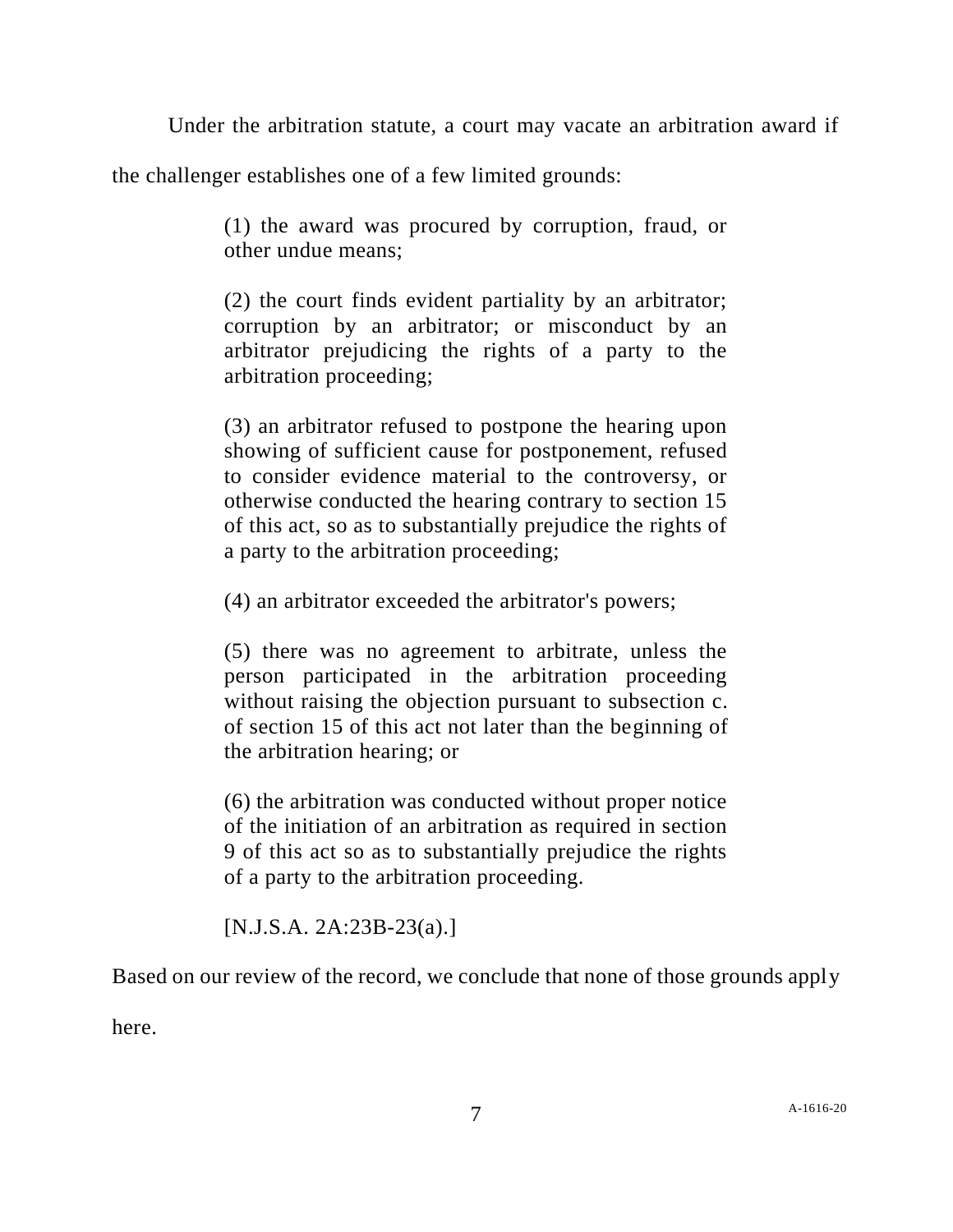Under the arbitration statute, a court may vacate an arbitration award if the challenger establishes one of a few limited grounds:

> (1) the award was procured by corruption, fraud, or other undue means;
>
> (2) the court finds evident partiality by an arbitrator; corruption by an arbitrator; or misconduct by an arbitrator prejudicing the rights of a party to the arbitration proceeding;
>
> (3) an arbitrator refused to postpone the hearing upon showing of sufficient cause for postponement, refused to consider evidence material to the controversy, or otherwise conducted the hearing contrary to section 15 of this act, so as to substantially prejudice the rights of a party to the arbitration proceeding;
>
> (4) an arbitrator exceeded the arbitrator's powers;
>
> (5) there was no agreement to arbitrate, unless the person participated in the arbitration proceeding without raising the objection pursuant to subsection c. of section 15 of this act not later than the beginning of the arbitration hearing; or
>
> (6) the arbitration was conducted without proper notice of the initiation of an arbitration as required in section 9 of this act so as to substantially prejudice the rights of a party to the arbitration proceeding.
>
> [N.J.S.A. 2A:23B-23(a).]

Based on our review of the record, we conclude that none of those grounds apply here.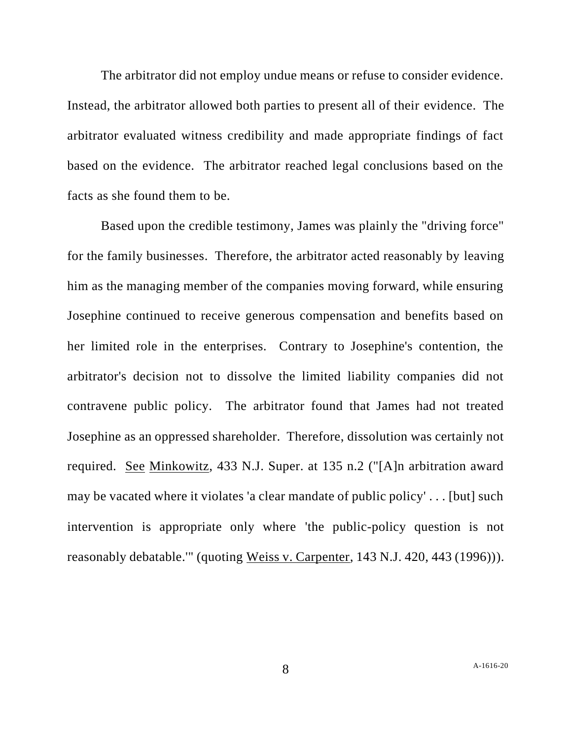The arbitrator did not employ undue means or refuse to consider evidence. Instead, the arbitrator allowed both parties to present all of their evidence. The arbitrator evaluated witness credibility and made appropriate findings of fact based on the evidence. The arbitrator reached legal conclusions based on the facts as she found them to be.

Based upon the credible testimony, James was plainly the "driving force" for the family businesses. Therefore, the arbitrator acted reasonably by leaving him as the managing member of the companies moving forward, while ensuring Josephine continued to receive generous compensation and benefits based on her limited role in the enterprises. Contrary to Josephine's contention, the arbitrator's decision not to dissolve the limited liability companies did not contravene public policy. The arbitrator found that James had not treated Josephine as an oppressed shareholder. Therefore, dissolution was certainly not required. See Minkowitz, 433 N.J. Super. at 135 n.2 ("[A]n arbitration award may be vacated where it violates 'a clear mandate of public policy' . . . [but] such intervention is appropriate only where 'the public-policy question is not reasonably debatable.'" (quoting Weiss v. Carpenter, 143 N.J. 420, 443 (1996))).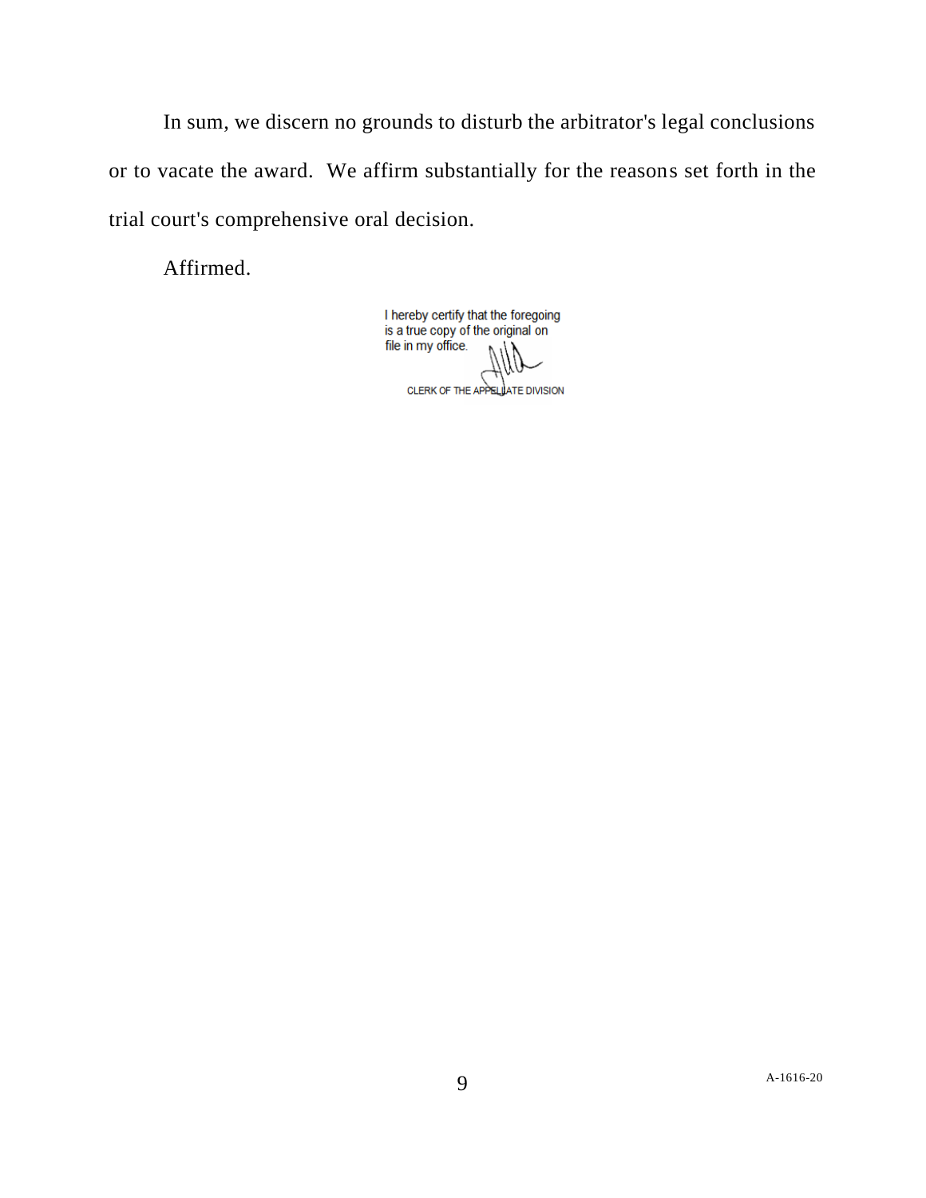In sum, we discern no grounds to disturb the arbitrator's legal conclusions or to vacate the award. We affirm substantially for the reasons set forth in the trial court's comprehensive oral decision.

Affirmed.

I hereby certify that the foregoing is a true copy of the original on file in my office.

CLERK OF THE APPELLATE DIVISION